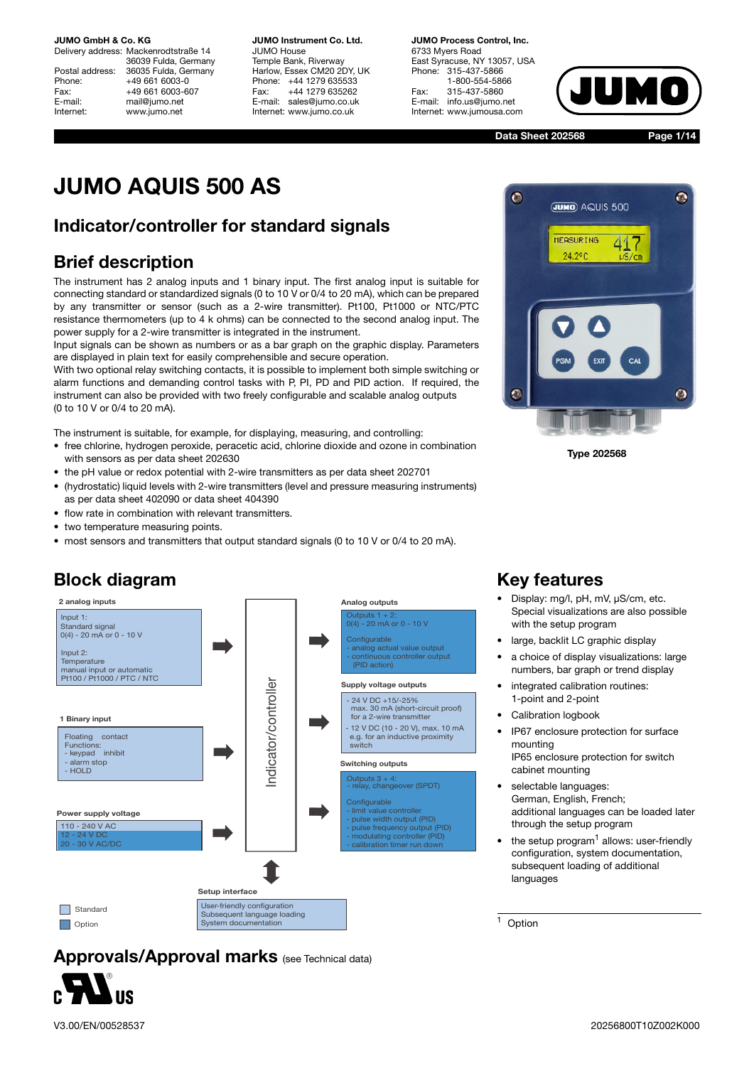**JUMO GmbH & Co. KG**
Delivery address: Mackenrodtstraße 14
36039 Fulda, Germany
Postal address: 36035 Fulda, Germany
Phone: +49 661 6003-0
Fax: +49 661 6003-607
E-mail: mail@jumo.net
Internet: www.jumo.net

**JUMO Instrument Co. Ltd.**
JUMO House
Temple Bank, Riverway
Harlow, Essex CM20 2DY, UK
Phone: +44 1279 635533
Fax: +44 1279 635262
E-mail: sales@jumo.co.uk
Internet: www.jumo.co.uk

**JUMO Process Control, Inc.**
6733 Myers Road
East Syracuse, NY 13057, USA
Phone: 315-437-5866
1-800-554-5866
Fax: 315-437-5860
E-mail: info.us@jumo.net
Internet: www.jumousa.com

# JUMO AQUIS 500 AS

## Indicator/controller for standard signals

## Brief description

The instrument has 2 analog inputs and 1 binary input. The first analog input is suitable for connecting standard or standardized signals (0 to 10 V or 0/4 to 20 mA), which can be prepared by any transmitter or sensor (such as a 2-wire transmitter). Pt100, Pt1000 or NTC/PTC resistance thermometers (up to 4 k ohms) can be connected to the second analog input. The power supply for a 2-wire transmitter is integrated in the instrument.
Input signals can be shown as numbers or as a bar graph on the graphic display. Parameters are displayed in plain text for easily comprehensible and secure operation.
With two optional relay switching contacts, it is possible to implement both simple switching or alarm functions and demanding control tasks with P, PI, PD and PID action. If required, the instrument can also be provided with two freely configurable and scalable analog outputs (0 to 10 V or 0/4 to 20 mA).

The instrument is suitable, for example, for displaying, measuring, and controlling:

- free chlorine, hydrogen peroxide, peracetic acid, chlorine dioxide and ozone in combination with sensors as per data sheet 202630
- the pH value or redox potential with 2-wire transmitters as per data sheet 202701
- (hydrostatic) liquid levels with 2-wire transmitters (level and pressure measuring instruments) as per data sheet 402090 or data sheet 404390
- flow rate in combination with relevant transmitters.
- two temperature measuring points.
- most sensors and transmitters that output standard signals (0 to 10 V or 0/4 to 20 mA).

Type 202568

## Block diagram

2 analog inputs
Input 1:
Standard signal
0(4) - 20 mA or 0 - 10 V
Input 2:
Temperature
manual input or automatic
Pt100 / Pt1000 / PTC / NTC

1 Binary input
Floating contact
Functions:
- keypad inhibit
- alarm stop
- HOLD

Power supply voltage
110 - 240 V AC
12 - 24 V DC
20 - 30 V AC/DC

Indicator/controller

Analog outputs
Outputs 1 + 2:
0(4) - 20 mA or 0 - 10 V
Configurable
- analog actual value output
- continuous controller output
(PID action)

Supply voltage outputs
- 24 V DC +15/-25%
max. 30 mA (short-circuit proof)
for a 2-wire transmitter
- 12 V DC (10 - 20 V), max. 10 mA
e.g. for an inductive proximity switch

Switching outputs
Outputs 3 + 4:
- relay, changeover (SPDT)
Configurable
- limit value controller
- pulse width output (PID)
- pulse frequency output (PID)
- modulating controller (PID)
- calibration timer run down

Setup interface
User-friendly configuration
Subsequent language loading
System documentation

Standard
Option

## Key features

- Display: mg/l, pH, mV, µS/cm, etc. Special visualizations are also possible with the setup program
- large, backlit LC graphic display
- a choice of display visualizations: large numbers, bar graph or trend display
- integrated calibration routines: 1-point and 2-point
- Calibration logbook
- IP67 enclosure protection for surface mounting
IP65 enclosure protection for switch cabinet mounting
- selectable languages: German, English, French; additional languages can be loaded later through the setup program
- the setup program[1] allows: user-friendly configuration, system documentation, subsequent loading of additional languages

[1] Option

## Approvals/Approval marks (see Technical data)

V3.00/EN/00528537

20256800T10Z002K000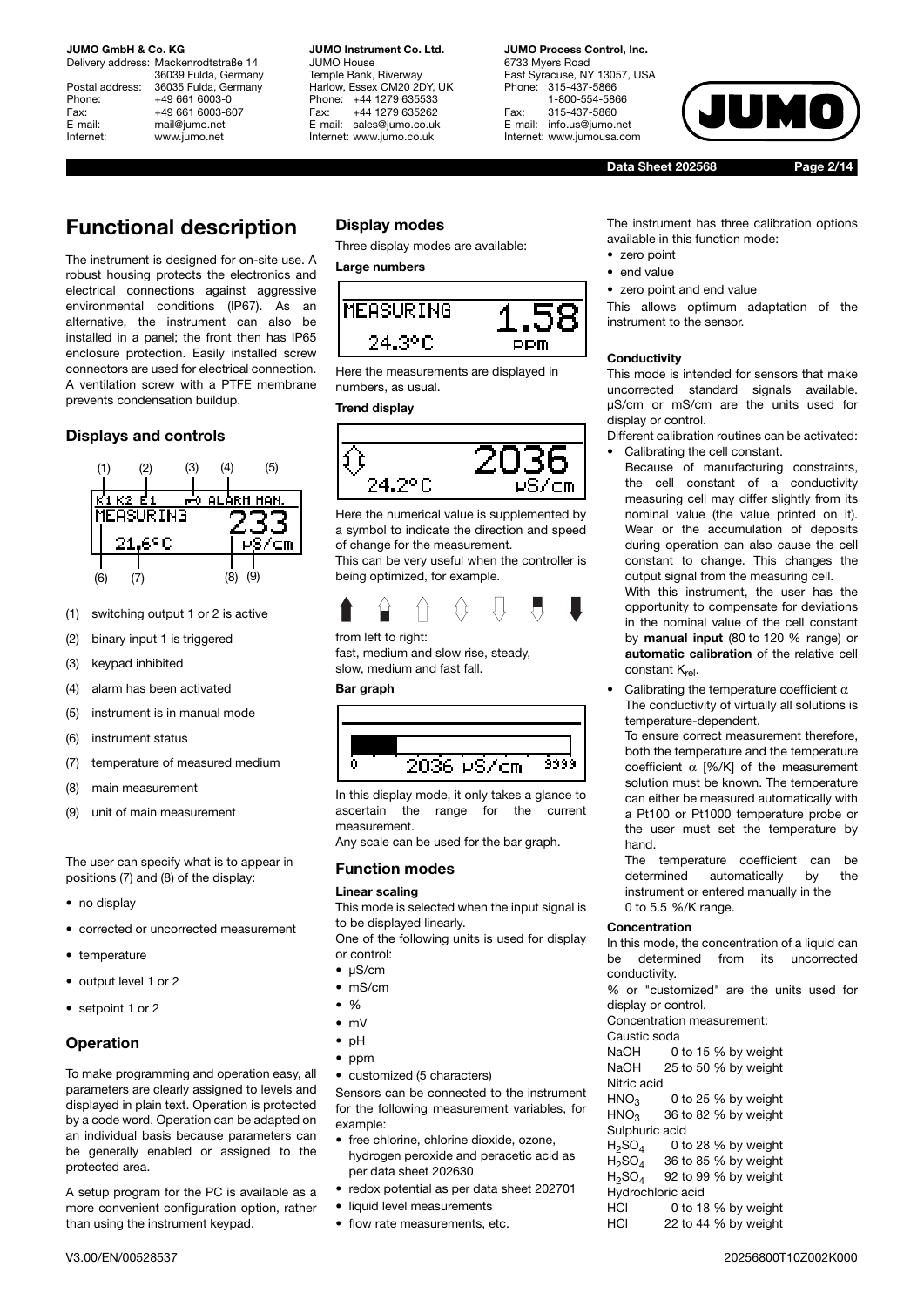# Functional description

The instrument is designed for on-site use. A robust housing protects the electronics and electrical connections against aggressive environmental conditions (IP67). As an alternative, the instrument can also be installed in a panel; the front then has IP65 enclosure protection. Easily installed screw connectors are used for electrical connection. A ventilation screw with a PTFE membrane prevents condensation buildup.

## Displays and controls

(1) (2) (3) (4) (5)

K1 K2 E1 ALARM MAN.
MEASURING 233
21.6°C µS/cm

(6) (7) (8) (9)

(1) switching output 1 or 2 is active
(2) binary input 1 is triggered
(3) keypad inhibited
(4) alarm has been activated
(5) instrument is in manual mode
(6) instrument status
(7) temperature of measured medium
(8) main measurement
(9) unit of main measurement

The user can specify what is to appear in positions (7) and (8) of the display:

- no display
- corrected or uncorrected measurement
- temperature
- output level 1 or 2
- setpoint 1 or 2

## Operation

To make programming and operation easy, all parameters are clearly assigned to levels and displayed in plain text. Operation is protected by a code word. Operation can be adapted on an individual basis because parameters can be generally enabled or assigned to the protected area.

A setup program for the PC is available as a more convenient configuration option, rather than using the instrument keypad.

## Display modes

Three display modes are available:

**Large numbers**

MEASURING 1.58
24.3°C ppm

Here the measurements are displayed in numbers, as usual.

**Trend display**

2036
24.2°C µS/cm

Here the numerical value is supplemented by a symbol to indicate the direction and speed of change for the measurement.

This can be very useful when the controller is being optimized, for example.

from left to right:
fast, medium and slow rise, steady, slow, medium and fast fall.

**Bar graph**

0 2036 µS/cm 9999

In this display mode, it only takes a glance to ascertain the range for the current measurement.

Any scale can be used for the bar graph.

## Function modes

**Linear scaling**

This mode is selected when the input signal is to be displayed linearly.

One of the following units is used for display or control:

- µS/cm
- mS/cm
- %
- mV
- pH
- ppm
- customized (5 characters)

Sensors can be connected to the instrument for the following measurement variables, for example:

- free chlorine, chlorine dioxide, ozone, hydrogen peroxide and peracetic acid as per data sheet 202630
- redox potential as per data sheet 202701
- liquid level measurements
- flow rate measurements, etc.

The instrument has three calibration options available in this function mode:

- zero point
- end value
- zero point and end value

This allows optimum adaptation of the instrument to the sensor.

**Conductivity**

This mode is intended for sensors that make uncorrected standard signals available. µS/cm or mS/cm are the units used for display or control.

Different calibration routines can be activated:

- Calibrating the cell constant.
  Because of manufacturing constraints, the cell constant of a conductivity measuring cell may differ slightly from its nominal value (the value printed on it). Wear or the accumulation of deposits during operation can also cause the cell constant to change. This changes the output signal from the measuring cell.
  With this instrument, the user has the opportunity to compensate for deviations in the nominal value of the cell constant by **manual input** (80 to 120 % range) or **automatic calibration** of the relative cell constant $K_{rel}$.
- Calibrating the temperature coefficient $\alpha$
  The conductivity of virtually all solutions is temperature-dependent.
  To ensure correct measurement therefore, both the temperature and the temperature coefficient $\alpha$ [%/K] of the measurement solution must be known. The temperature can either be measured automatically with a Pt100 or Pt1000 temperature probe or the user must set the temperature by hand.
  The temperature coefficient can be determined automatically by the instrument or entered manually in the 0 to 5.5 %/K range.

**Concentration**

In this mode, the concentration of a liquid can be determined from its uncorrected conductivity.

% or "customized" are the units used for display or control.

Concentration measurement:

Caustic soda
NaOH 0 to 15 % by weight
NaOH 25 to 50 % by weight
Nitric acid
$HNO_3$ 0 to 25 % by weight
$HNO_3$ 36 to 82 % by weight
Sulphuric acid
$H_2SO_4$ 0 to 28 % by weight
$H_2SO_4$ 36 to 85 % by weight
$H_2SO_4$ 92 to 99 % by weight
Hydrochloric acid
HCl 0 to 18 % by weight
HCl 22 to 44 % by weight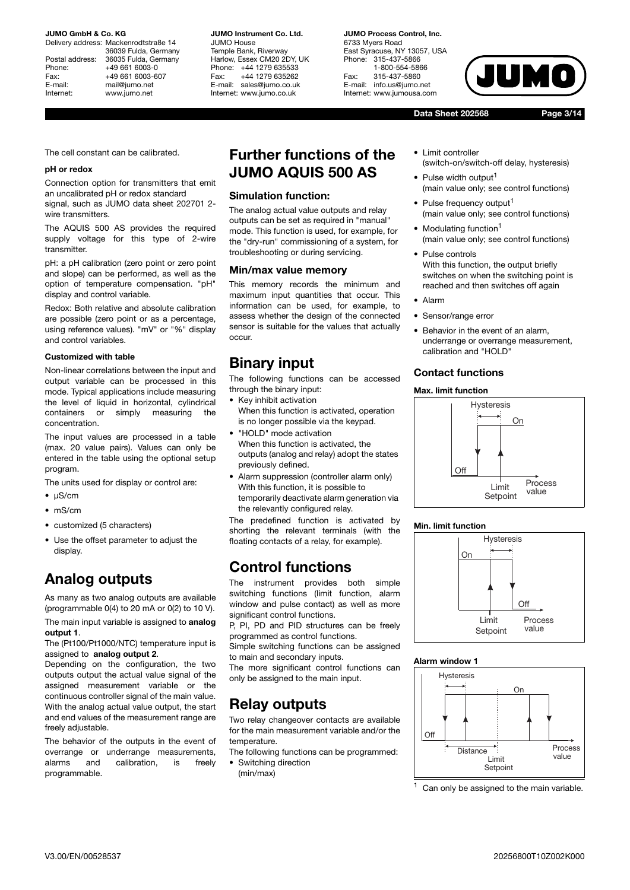The cell constant can be calibrated.

**pH or redox**

Connection option for transmitters that emit an uncalibrated pH or redox standard signal, such as JUMO data sheet 202701 2-wire transmitters.

The AQUIS 500 AS provides the required supply voltage for this type of 2-wire transmitter.

pH: a pH calibration (zero point or zero point and slope) can be performed, as well as the option of temperature compensation. "pH" display and control variable.

Redox: Both relative and absolute calibration are possible (zero point or as a percentage, using reference values). "mV" or "%" display and control variables.

**Customized with table**

Non-linear correlations between the input and output variable can be processed in this mode. Typical applications include measuring the level of liquid in horizontal, cylindrical containers or simply measuring the concentration.

The input values are processed in a table (max. 20 value pairs). Values can only be entered in the table using the optional setup program.

The units used for display or control are:

- µS/cm
- mS/cm
- customized (5 characters)
- Use the offset parameter to adjust the display.

# Analog outputs

As many as two analog outputs are available (programmable 0(4) to 20 mA or 0(2) to 10 V).

The main input variable is assigned to **analog output 1**.

The (Pt100/Pt1000/NTC) temperature input is assigned to **analog output 2**.

Depending on the configuration, the two outputs output the actual value signal of the assigned measurement variable or the continuous controller signal of the main value. With the analog actual value output, the start and end values of the measurement range are freely adjustable.

The behavior of the outputs in the event of overrange or underrange measurements, alarms and calibration, is freely programmable.

# Further functions of the JUMO AQUIS 500 AS

### Simulation function:

The analog actual value outputs and relay outputs can be set as required in "manual" mode. This function is used, for example, for the "dry-run" commissioning of a system, for troubleshooting or during servicing.

### Min/max value memory

This memory records the minimum and maximum input quantities that occur. This information can be used, for example, to assess whether the design of the connected sensor is suitable for the values that actually occur.

# Binary input

The following functions can be accessed through the binary input:

- Key inhibit activation
  When this function is activated, operation is no longer possible via the keypad.
- "HOLD" mode activation
  When this function is activated, the outputs (analog and relay) adopt the states previously defined.
- Alarm suppression (controller alarm only)
  With this function, it is possible to temporarily deactivate alarm generation via the relevantly configured relay.

The predefined function is activated by shorting the relevant terminals (with the floating contacts of a relay, for example).

# Control functions

The instrument provides both simple switching functions (limit function, alarm window and pulse contact) as well as more significant control functions.

P, PI, PD and PID structures can be freely programmed as control functions.

Simple switching functions can be assigned to main and secondary inputs.

The more significant control functions can only be assigned to the main input.

# Relay outputs

Two relay changeover contacts are available for the main measurement variable and/or the temperature.

The following functions can be programmed:

- Switching direction
  (min/max)
- Limit controller
  (switch-on/switch-off delay, hysteresis)
- Pulse width output[1]
  (main value only; see control functions)
- Pulse frequency output[1]
  (main value only; see control functions)
- Modulating function[1]
  (main value only; see control functions)
- Pulse controls
  With this function, the output briefly switches on when the switching point is reached and then switches off again
- Alarm
- Sensor/range error
- Behavior in the event of an alarm, underrange or overrange measurement, calibration and "HOLD"

### Contact functions

**Max. limit function**

Hysteresis
On
Off
Limit Setpoint
Process value

**Min. limit function**

Hysteresis
On
Off
Limit Setpoint
Process value

**Alarm window 1**

Hysteresis
On
Off
Distance
Limit Setpoint
Process value

[1] Can only be assigned to the main variable.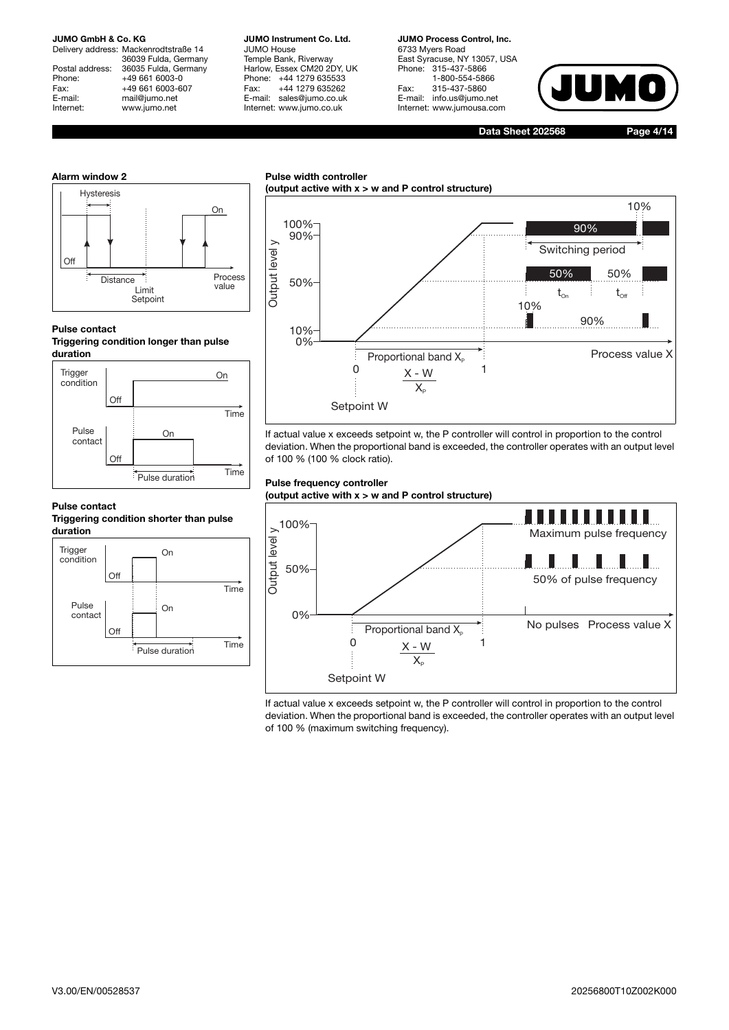### Alarm window 2

Hysteresis

On

Off

Distance

Limit
Setpoint

Process value

### Pulse contact

**Triggering condition longer than pulse duration**

Trigger condition

On

Off

Time

Pulse contact

On

Off

Pulse duration

Time

### Pulse contact

**Triggering condition shorter than pulse duration**

Trigger condition

On

Off

Time

Pulse contact

On

Off

Pulse duration

Time

### Pulse width controller

**(output active with x > w and P control structure)**

Output level y

100%
90%
50%
10%
0%

10%
90%
Switching period
50%
50%
$t_{On}$
$t_{Off}$
10%
90%

Proportional band $X_P$

0

$\frac{X - W}{X_P}$

1

Process value X

Setpoint W

If actual value x exceeds setpoint w, the P controller will control in proportion to the control deviation. When the proportional band is exceeded, the controller operates with an output level of 100 % (100 % clock ratio).

### Pulse frequency controller

**(output active with x > w and P control structure)**

Output level y

100%
50%
0%

Maximum pulse frequency

50% of pulse frequency

No pulses

Proportional band $X_P$

0

$\frac{X - W}{X_P}$

1

Process value X

Setpoint W

If actual value x exceeds setpoint w, the P controller will control in proportion to the control deviation. When the proportional band is exceeded, the controller operates with an output level of 100 % (maximum switching frequency).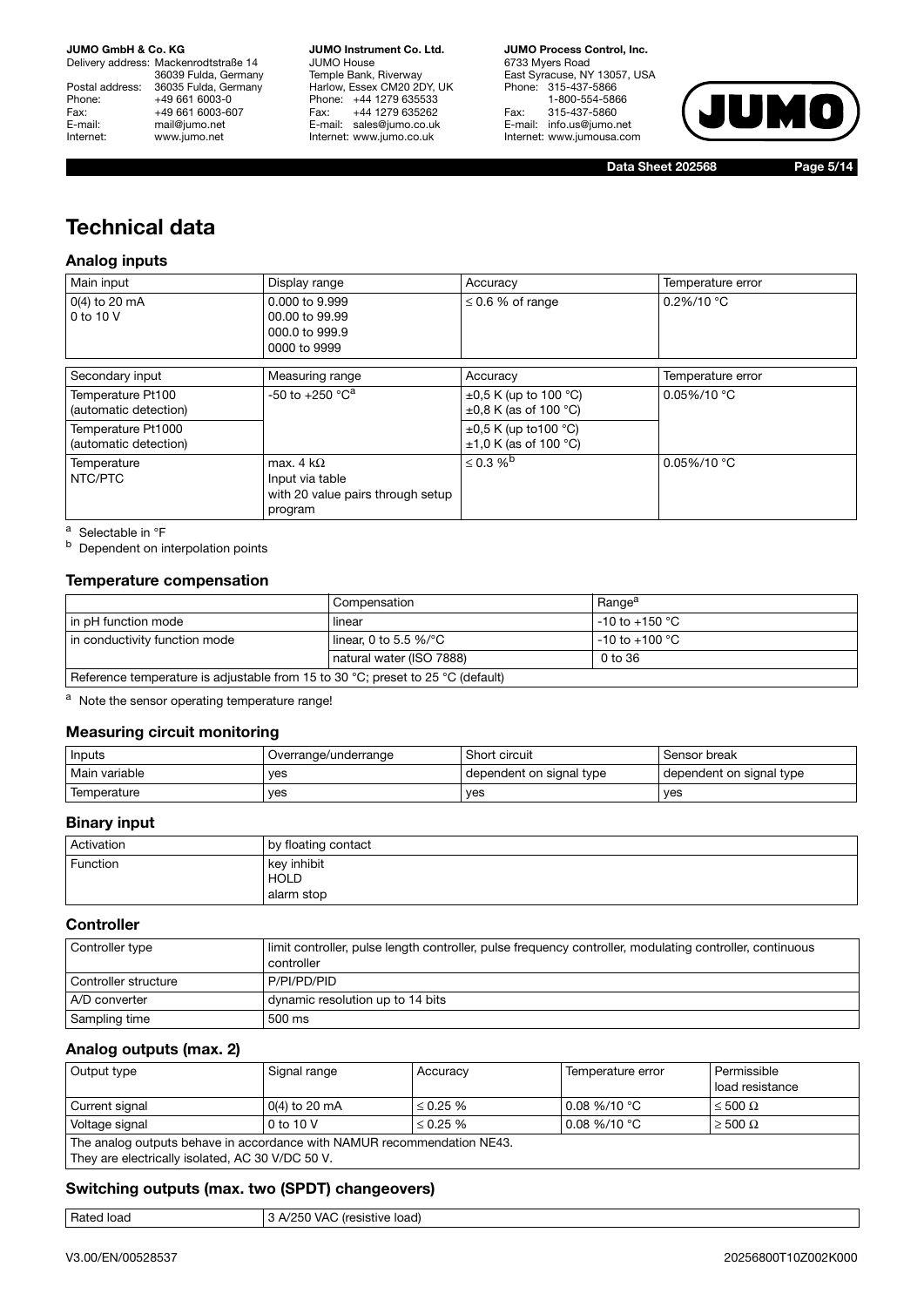# Technical data

## Analog inputs

| Main input | Display range | Accuracy | Temperature error |
|---|---|---|---|
| 0(4) to 20 mA<br>0 to 10 V | 0.000 to 9.999<br>00.00 to 99.99<br>000.0 to 999.9<br>0000 to 9999 | ≤ 0.6 % of range | 0.2%/10 °C |

| Secondary input | Measuring range | Accuracy | Temperature error |
|---|---|---|---|
| Temperature Pt100 (automatic detection) | -50 to +250 °C[a] | ±0,5 K (up to 100 °C)<br>±0,8 K (as of 100 °C) | 0.05%/10 °C |
| Temperature Pt1000 (automatic detection) | | ±0,5 K (up to100 °C)<br>±1,0 K (as of 100 °C) | |
| Temperature NTC/PTC | max. 4 kΩ<br>Input via table with 20 value pairs through setup program | ≤ 0.3 %[b] | 0.05%/10 °C |

[a] Selectable in °F
[b] Dependent on interpolation points

## Temperature compensation

| | Compensation | Range[a] |
|---|---|---|
| in pH function mode | linear | -10 to +150 °C |
| in conductivity function mode | linear, 0 to 5.5 %/°C | -10 to +100 °C |
| | natural water (ISO 7888) | 0 to 36 |
| Reference temperature is adjustable from 15 to 30 °C; preset to 25 °C (default) | | |

[a] Note the sensor operating temperature range!

## Measuring circuit monitoring

| Inputs | Overrange/underrange | Short circuit | Sensor break |
|---|---|---|---|
| Main variable | yes | dependent on signal type | dependent on signal type |
| Temperature | yes | yes | yes |

## Binary input

| | |
|---|---|
| Activation | by floating contact |
| Function | key inhibit<br>HOLD<br>alarm stop |

## Controller

| | |
|---|---|
| Controller type | limit controller, pulse length controller, pulse frequency controller, modulating controller, continuous controller |
| Controller structure | P/PI/PD/PID |
| A/D converter | dynamic resolution up to 14 bits |
| Sampling time | 500 ms |

## Analog outputs (max. 2)

| Output type | Signal range | Accuracy | Temperature error | Permissible load resistance |
|---|---|---|---|---|
| Current signal | 0(4) to 20 mA | ≤ 0.25 % | 0.08 %/10 °C | ≤ 500 Ω |
| Voltage signal | 0 to 10 V | ≤ 0.25 % | 0.08 %/10 °C | ≥ 500 Ω |
| The analog outputs behave in accordance with NAMUR recommendation NE43.<br>They are electrically isolated, AC 30 V/DC 50 V. | | | | |

## Switching outputs (max. two (SPDT) changeovers)

| | |
|---|---|
| Rated load | 3 A/250 VAC (resistive load) |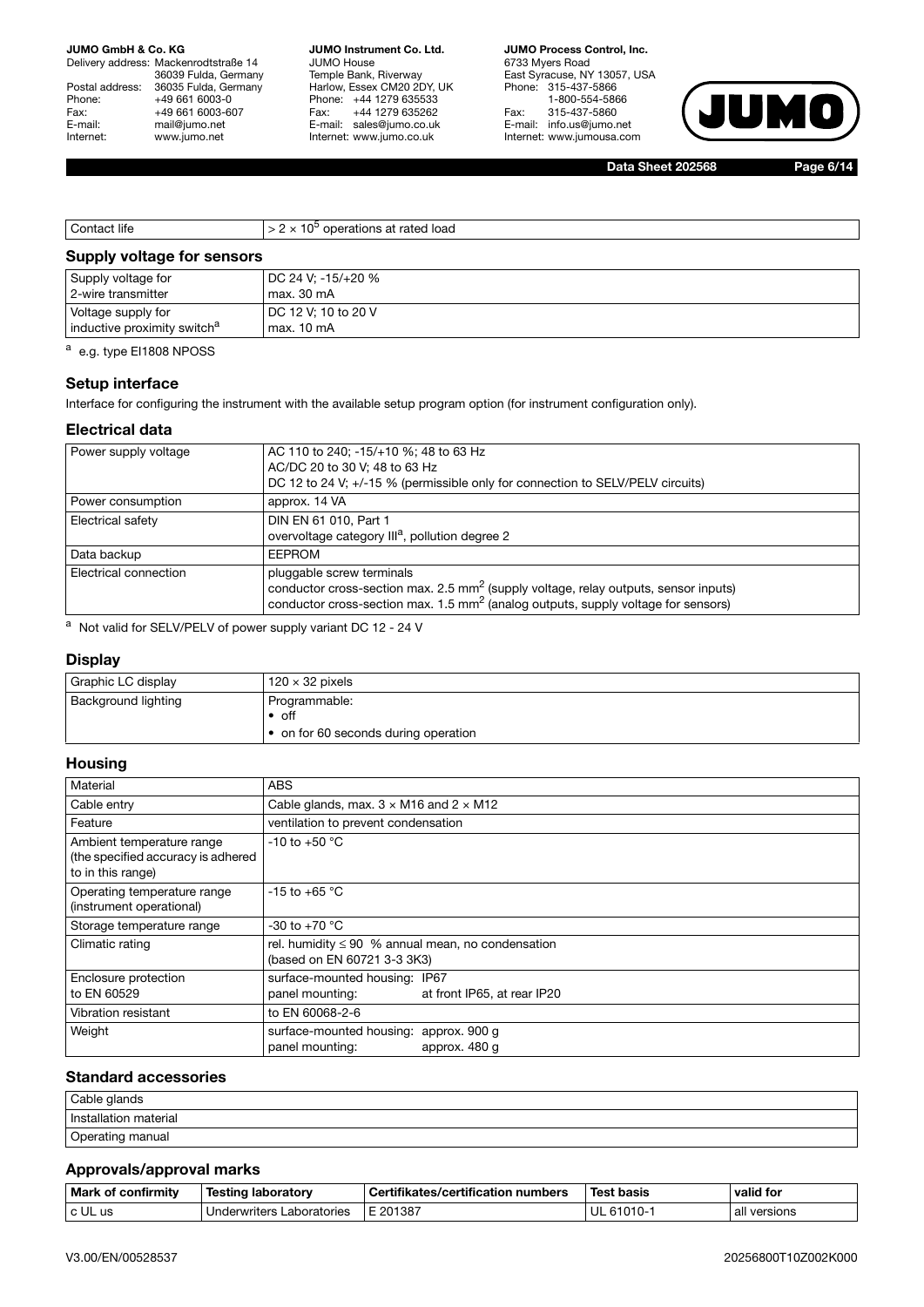| | |
|---|---|
| Contact life | $> 2 \times 10^5$ operations at rated load |

### Supply voltage for sensors

| | |
|---|---|
| Supply voltage for 2-wire transmitter | DC 24 V; -15/+20 % max. 30 mA |
| Voltage supply for inductive proximity switch[a] | DC 12 V; 10 to 20 V max. 10 mA |

[a] e.g. type EI1808 NPOSS

### Setup interface

Interface for configuring the instrument with the available setup program option (for instrument configuration only).

### Electrical data

| | |
|---|---|
| Power supply voltage | AC 110 to 240; -15/+10 %; 48 to 63 Hz<br>AC/DC 20 to 30 V; 48 to 63 Hz<br>DC 12 to 24 V; +/-15 % (permissible only for connection to SELV/PELV circuits) |
| Power consumption | approx. 14 VA |
| Electrical safety | DIN EN 61 010, Part 1<br>overvoltage category III[a], pollution degree 2 |
| Data backup | EEPROM |
| Electrical connection | pluggable screw terminals<br>conductor cross-section max. 2.5 $mm^2$ (supply voltage, relay outputs, sensor inputs)<br>conductor cross-section max. 1.5 $mm^2$ (analog outputs, supply voltage for sensors) |

[a] Not valid for SELV/PELV of power supply variant DC 12 - 24 V

### Display

| | |
|---|---|
| Graphic LC display | $120 \times 32$ pixels |
| Background lighting | Programmable:<br>• off<br>• on for 60 seconds during operation |

### Housing

| | |
|---|---|
| Material | ABS |
| Cable entry | Cable glands, max. $3 \times$ M16 and $2 \times$ M12 |
| Feature | ventilation to prevent condensation |
| Ambient temperature range (the specified accuracy is adhered to in this range) | -10 to +50 °C |
| Operating temperature range (instrument operational) | -15 to +65 °C |
| Storage temperature range | -30 to +70 °C |
| Climatic rating | rel. humidity $\leq$ 90 % annual mean, no condensation (based on EN 60721 3-3 3K3) |
| Enclosure protection to EN 60529 | surface-mounted housing: IP67<br>panel mounting: at front IP65, at rear IP20 |
| Vibration resistant | to EN 60068-2-6 |
| Weight | surface-mounted housing: approx. 900 g<br>panel mounting: approx. 480 g |

### Standard accessories

| |
|---|
| Cable glands |
| Installation material |
| Operating manual |

### Approvals/approval marks

| Mark of confirmity | Testing laboratory | Certifikates/certification numbers | Test basis | valid for |
|---|---|---|---|---|
| c UL us | Underwriters Laboratories | E 201387 | UL 61010-1 | all versions |

V3.00/EN/00528537 20256800T10Z002K000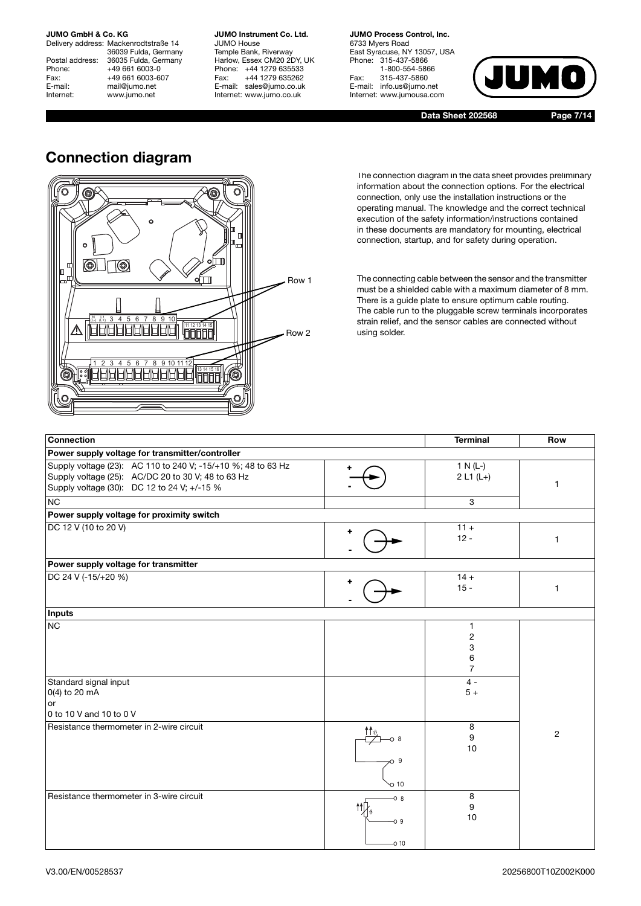## Connection diagram

The connection diagram in the data sheet provides preliminary information about the connection options. For the electrical connection, only use the installation instructions or the operating manual. The knowledge and the correct technical execution of the safety information/instructions contained in these documents are mandatory for mounting, electrical connection, startup, and for safety during operation.

The connecting cable between the sensor and the transmitter must be a shielded cable with a maximum diameter of 8 mm. There is a guide plate to ensure optimum cable routing. The cable run to the pluggable screw terminals incorporates strain relief, and the sensor cables are connected without using solder.

| Connection | | Terminal | Row |
|---|---|---|---|
| **Power supply voltage for transmitter/controller** | | | |
| Supply voltage (23): AC 110 to 240 V; -15/+10 %; 48 to 63 Hz<br>Supply voltage (25): AC/DC 20 to 30 V; 48 to 63 Hz<br>Supply voltage (30): DC 12 to 24 V; +/-15 % | + / - | 1 N (L-)<br>2 L1 (L+) | 1 |
| NC | | 3 | |
| **Power supply voltage for proximity switch** | | | |
| DC 12 V (10 to 20 V) | + / - | 11 +<br>12 - | 1 |
| **Power supply voltage for transmitter** | | | |
| DC 24 V (-15/+20 %) | + / - | 14 +<br>15 - | 1 |
| **Inputs** | | | |
| NC | | 1<br>2<br>3<br>6<br>7 | 2 |
| Standard signal input<br>0(4) to 20 mA<br>or<br>0 to 10 V and 10 to 0 V | | 4 -<br>5 + | |
| Resistance thermometer in 2-wire circuit | 8, 9, 10 | 8<br>9<br>10 | |
| Resistance thermometer in 3-wire circuit | 8, 9, 10 | 8<br>9<br>10 | |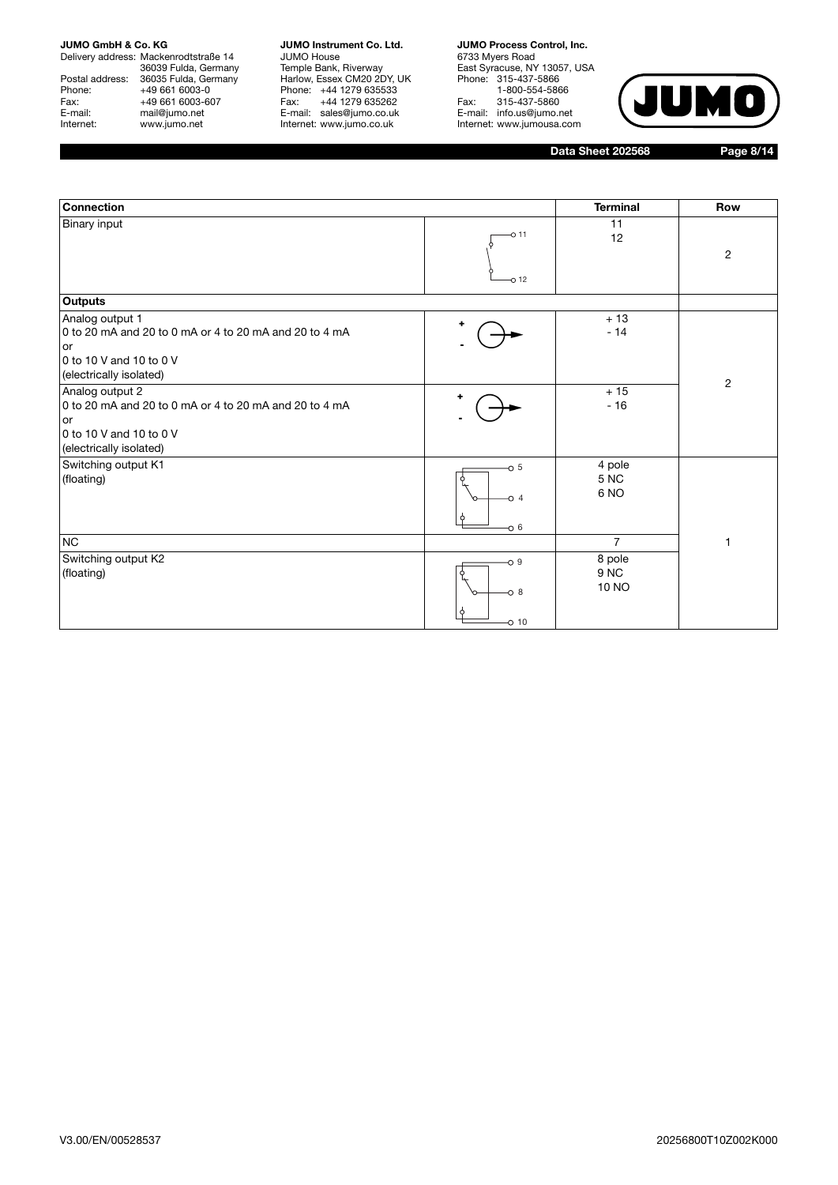| Connection | | Terminal | Row |
|---|---|---|---|
| Binary input | 11<br>12 | 11<br>12 | 2 |
| **Outputs** | | | |
| Analog output 1<br>0 to 20 mA and 20 to 0 mA or 4 to 20 mA and 20 to 4 mA<br>or<br>0 to 10 V and 10 to 0 V<br>(electrically isolated) | +<br>- | + 13<br>- 14 | 2 |
| Analog output 2<br>0 to 20 mA and 20 to 0 mA or 4 to 20 mA and 20 to 4 mA<br>or<br>0 to 10 V and 10 to 0 V<br>(electrically isolated) | +<br>- | + 15<br>- 16 | |
| Switching output K1<br>(floating) | 5<br>4<br>6 | 4 pole<br>5 NC<br>6 NO | 1 |
| NC | | 7 | |
| Switching output K2<br>(floating) | 9<br>8<br>10 | 8 pole<br>9 NC<br>10 NO | |

V3.00/EN/00528537

20256800T10Z002K000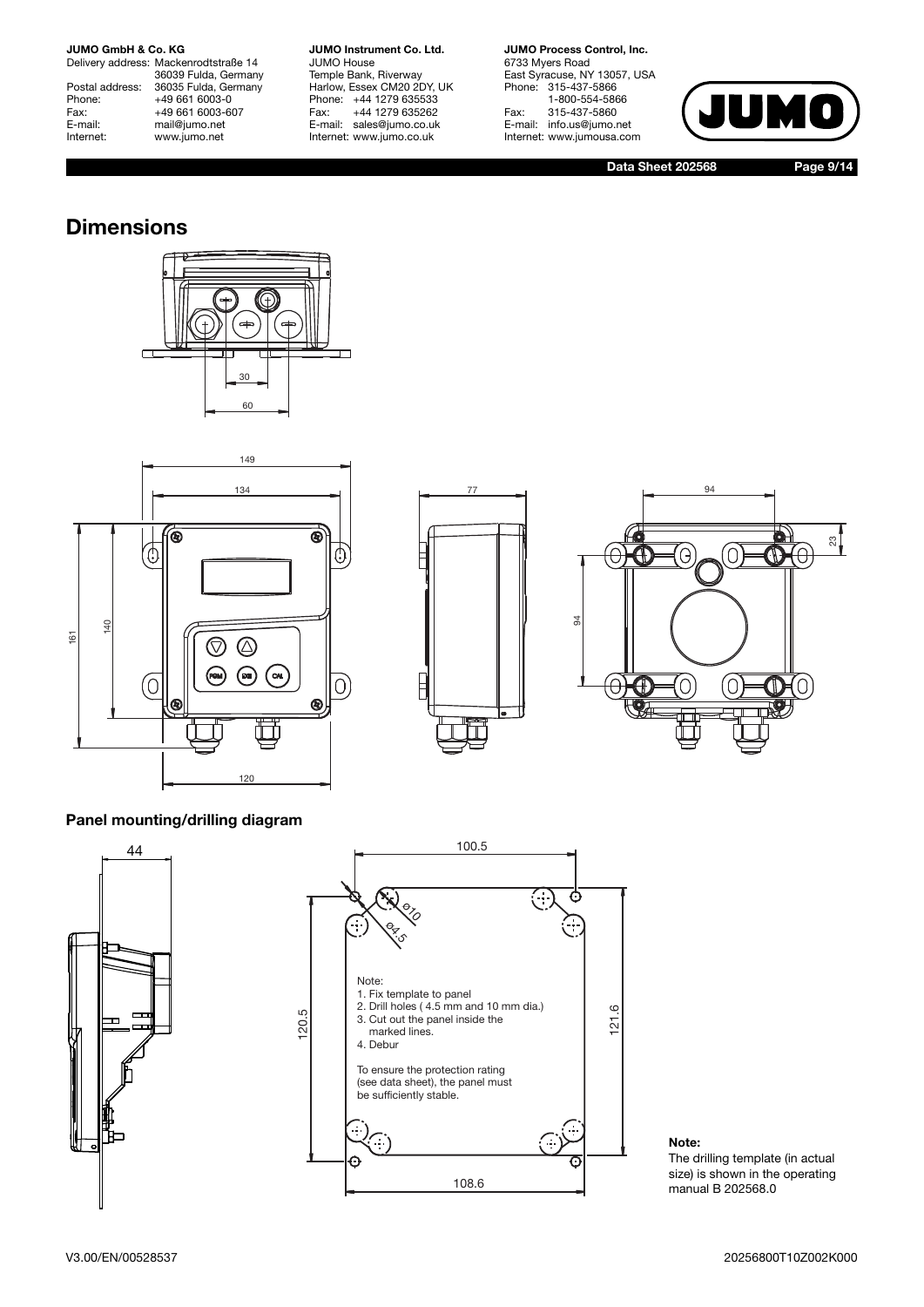## Dimensions

30

60

149

134

77

94

23

161

140

94

120

### Panel mounting/drilling diagram

44

100.5

ø10

ø4.5

Note:
1. Fix template to panel
2. Drill holes ( 4.5 mm and 10 mm dia.)
3. Cut out the panel inside the marked lines.
4. Debur

To ensure the protection rating (see data sheet), the panel must be sufficiently stable.

120.5

121.6

108.6

**Note:**
The drilling template (in actual size) is shown in the operating manual B 202568.0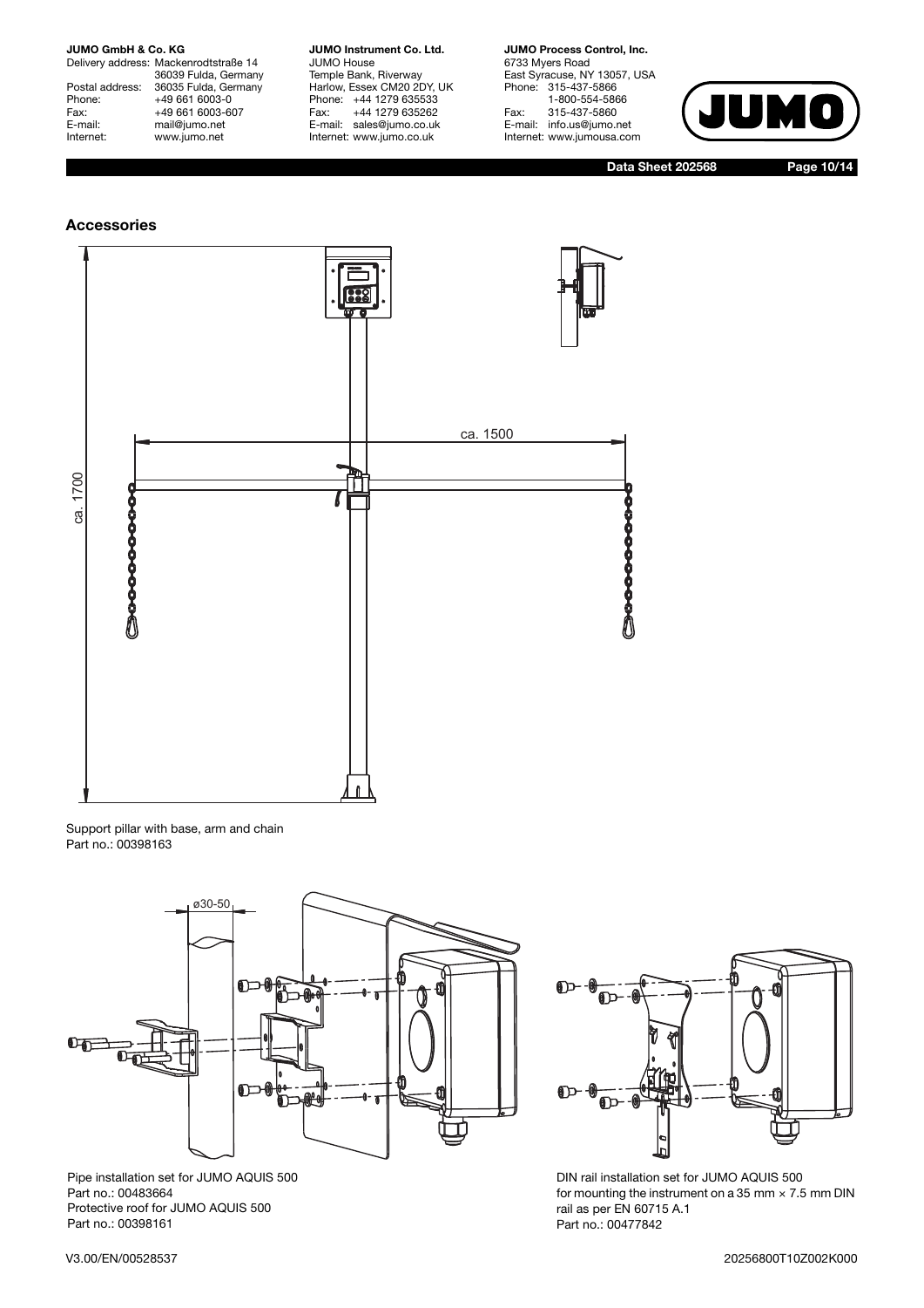## Accessories

ca. 1700

ca. 1500

Support pillar with base, arm and chain
Part no.: 00398163

ø30-50

Pipe installation set for JUMO AQUIS 500
Part no.: 00483664
Protective roof for JUMO AQUIS 500
Part no.: 00398161

DIN rail installation set for JUMO AQUIS 500
for mounting the instrument on a 35 mm × 7.5 mm DIN rail as per EN 60715 A.1
Part no.: 00477842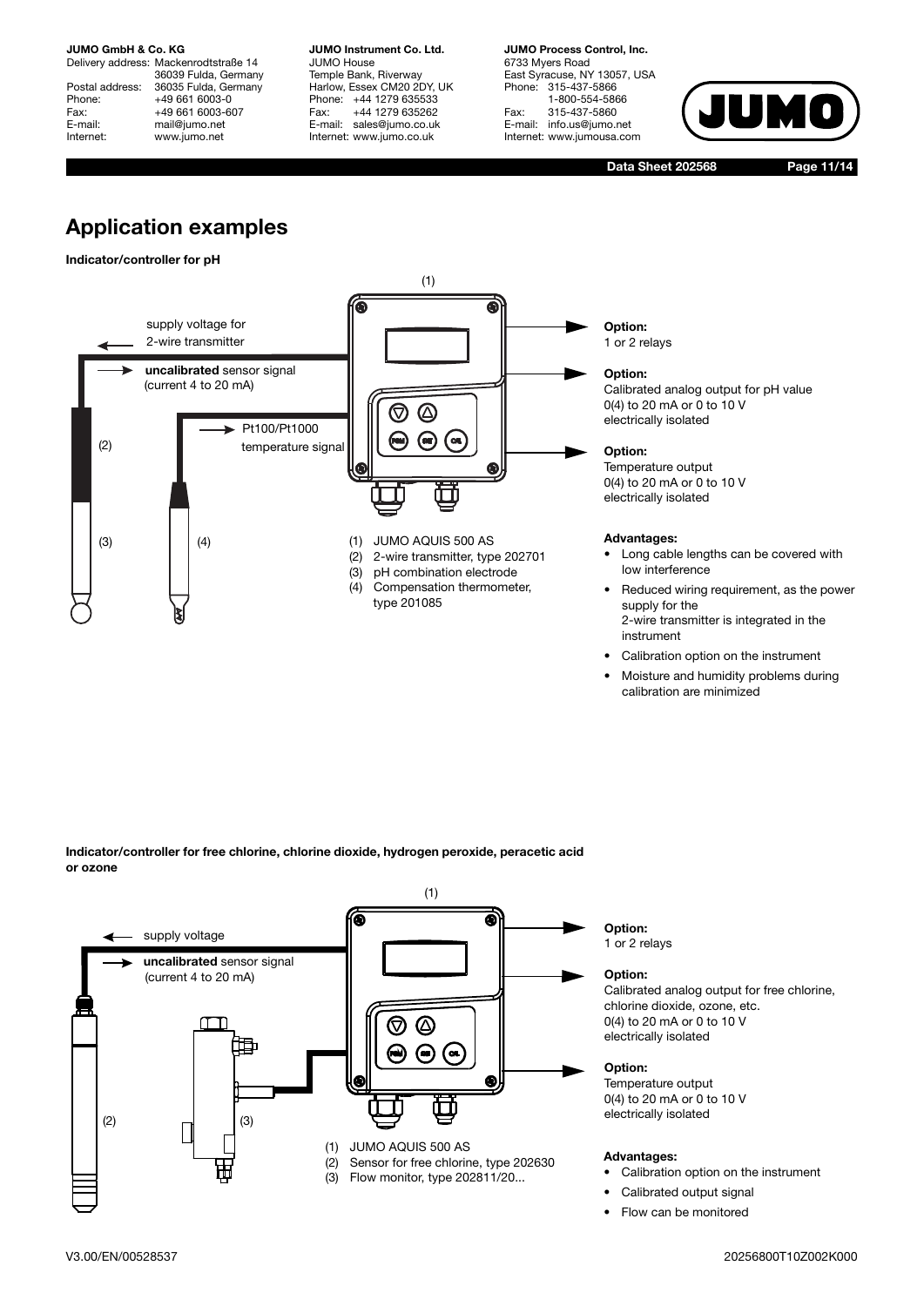# Application examples

**Indicator/controller for pH**

(1)

supply voltage for 2-wire transmitter

**uncalibrated** sensor signal (current 4 to 20 mA)

Pt100/Pt1000 temperature signal

(2)

(3)

(4)

(1) JUMO AQUIS 500 AS
(2) 2-wire transmitter, type 202701
(3) pH combination electrode
(4) Compensation thermometer, type 201085

**Option:**
1 or 2 relays

**Option:**
Calibrated analog output for pH value
0(4) to 20 mA or 0 to 10 V
electrically isolated

**Option:**
Temperature output
0(4) to 20 mA or 0 to 10 V
electrically isolated

**Advantages:**

- Long cable lengths can be covered with low interference
- Reduced wiring requirement, as the power supply for the 2-wire transmitter is integrated in the instrument
- Calibration option on the instrument
- Moisture and humidity problems during calibration are minimized

**Indicator/controller for free chlorine, chlorine dioxide, hydrogen peroxide, peracetic acid or ozone**

(1)

supply voltage

**uncalibrated** sensor signal (current 4 to 20 mA)

(2)

(3)

(1) JUMO AQUIS 500 AS
(2) Sensor for free chlorine, type 202630
(3) Flow monitor, type 202811/20...

**Option:**
1 or 2 relays

**Option:**
Calibrated analog output for free chlorine, chlorine dioxide, ozone, etc.
0(4) to 20 mA or 0 to 10 V
electrically isolated

**Option:**
Temperature output
0(4) to 20 mA or 0 to 10 V
electrically isolated

**Advantages:**

- Calibration option on the instrument
- Calibrated output signal
- Flow can be monitored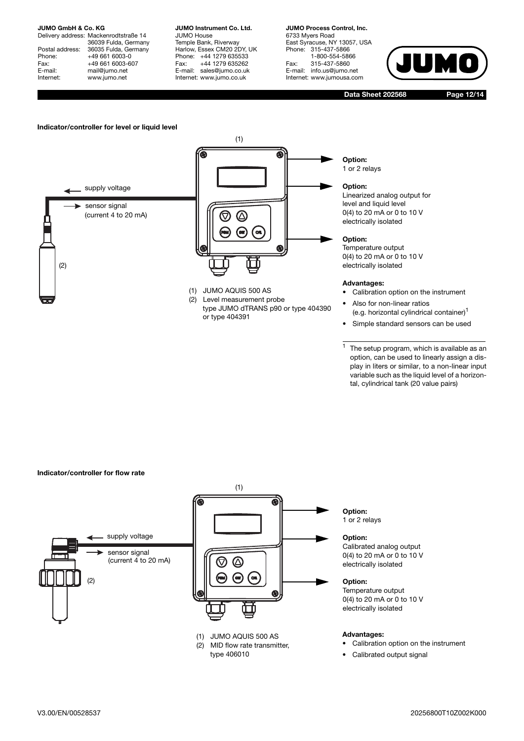### Indicator/controller for level or liquid level

(1)

supply voltage

sensor signal (current 4 to 20 mA)

(2)

(1) JUMO AQUIS 500 AS
(2) Level measurement probe type JUMO dTRANS p90 or type 404390 or type 404391

**Option:**
1 or 2 relays

**Option:**
Linearized analog output for level and liquid level
0(4) to 20 mA or 0 to 10 V
electrically isolated

**Option:**
Temperature output
0(4) to 20 mA or 0 to 10 V
electrically isolated

**Advantages:**

- Calibration option on the instrument
- Also for non-linear ratios (e.g. horizontal cylindrical container)[1]
- Simple standard sensors can be used

[1] The setup program, which is available as an option, can be used to linearly assign a display in liters or similar, to a non-linear input variable such as the liquid level of a horizontal, cylindrical tank (20 value pairs)

### Indicator/controller for flow rate

(1)

supply voltage

sensor signal (current 4 to 20 mA)

(2)

(1) JUMO AQUIS 500 AS
(2) MID flow rate transmitter, type 406010

**Option:**
1 or 2 relays

**Option:**
Calibrated analog output
0(4) to 20 mA or 0 to 10 V
electrically isolated

**Option:**
Temperature output
0(4) to 20 mA or 0 to 10 V
electrically isolated

**Advantages:**

- Calibration option on the instrument
- Calibrated output signal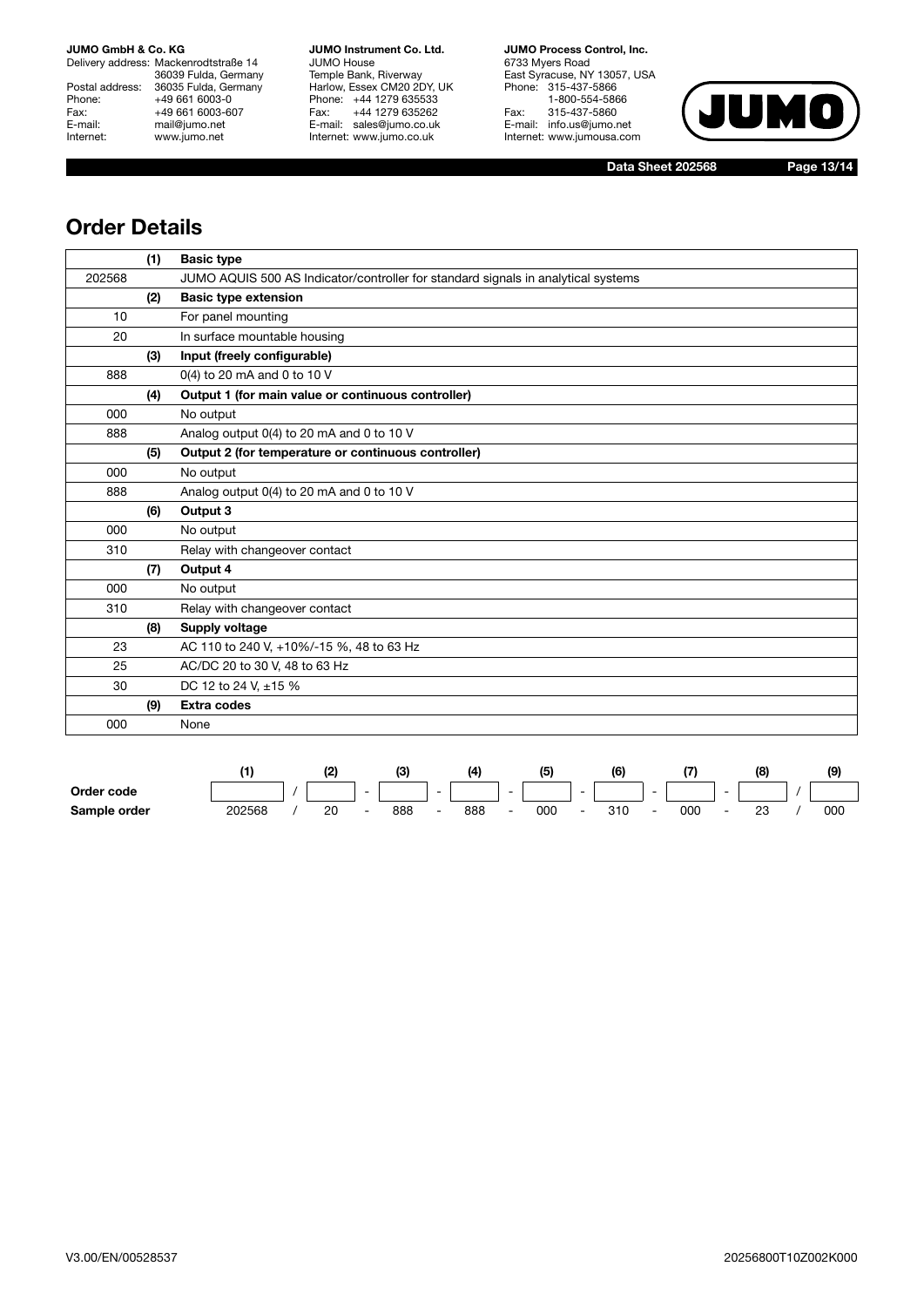## Order Details

| | | |
|---|---|---|
| | **(1)** | **Basic type** |
| 202568 | | JUMO AQUIS 500 AS Indicator/controller for standard signals in analytical systems |
| | **(2)** | **Basic type extension** |
| 10 | | For panel mounting |
| 20 | | In surface mountable housing |
| | **(3)** | **Input (freely configurable)** |
| 888 | | 0(4) to 20 mA and 0 to 10 V |
| | **(4)** | **Output 1 (for main value or continuous controller)** |
| 000 | | No output |
| 888 | | Analog output 0(4) to 20 mA and 0 to 10 V |
| | **(5)** | **Output 2 (for temperature or continuous controller)** |
| 000 | | No output |
| 888 | | Analog output 0(4) to 20 mA and 0 to 10 V |
| | **(6)** | **Output 3** |
| 000 | | No output |
| 310 | | Relay with changeover contact |
| | **(7)** | **Output 4** |
| 000 | | No output |
| 310 | | Relay with changeover contact |
| | **(8)** | **Supply voltage** |
| 23 | | AC 110 to 240 V, +10%/-15 %, 48 to 63 Hz |
| 25 | | AC/DC 20 to 30 V, 48 to 63 Hz |
| 30 | | DC 12 to 24 V, ±15 % |
| | **(9)** | **Extra codes** |
| 000 | | None |

| | (1) | | (2) | | (3) | | (4) | | (5) | | (6) | | (7) | | (8) | | (9) |
|---|---|---|---|---|---|---|---|---|---|---|---|---|---|---|---|---|---|
| **Order code** | | / | | - | | - | | - | | - | | - | | - | | / | |
| **Sample order** | 202568 | / | 20 | - | 888 | - | 888 | - | 000 | - | 310 | - | 000 | - | 23 | / | 000 |

V3.00/EN/00528537

20256800T10Z002K000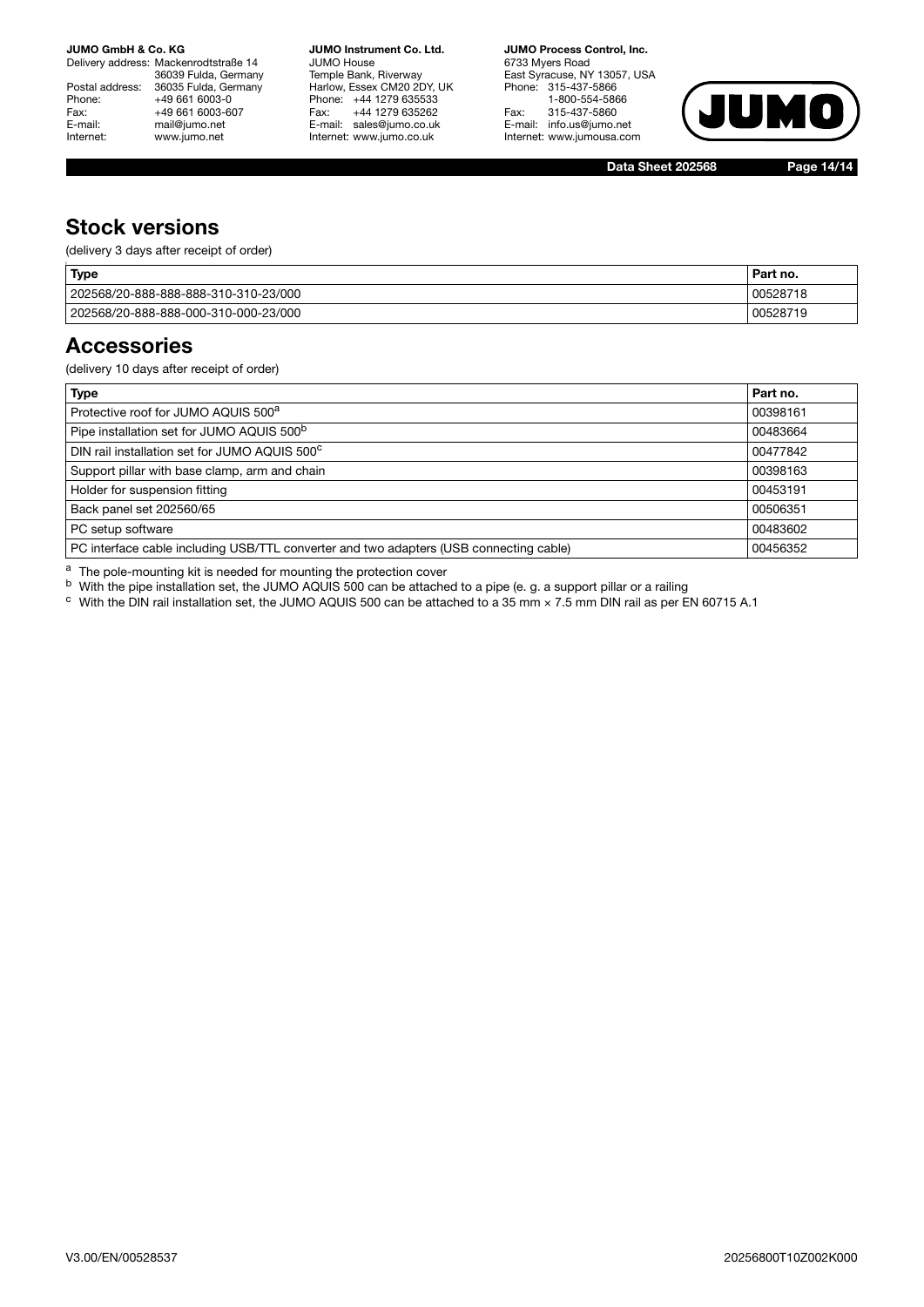## Stock versions

(delivery 3 days after receipt of order)

| Type | Part no. |
|---|---|
| 202568/20-888-888-888-310-310-23/000 | 00528718 |
| 202568/20-888-888-000-310-000-23/000 | 00528719 |

## Accessories

(delivery 10 days after receipt of order)

| Type | Part no. |
|---|---|
| Protective roof for JUMO AQUIS 500[a] | 00398161 |
| Pipe installation set for JUMO AQUIS 500[b] | 00483664 |
| DIN rail installation set for JUMO AQUIS 500[c] | 00477842 |
| Support pillar with base clamp, arm and chain | 00398163 |
| Holder for suspension fitting | 00453191 |
| Back panel set 202560/65 | 00506351 |
| PC setup software | 00483602 |
| PC interface cable including USB/TTL converter and two adapters (USB connecting cable) | 00456352 |

[a] The pole-mounting kit is needed for mounting the protection cover

[b] With the pipe installation set, the JUMO AQUIS 500 can be attached to a pipe (e. g. a support pillar or a railing

[c] With the DIN rail installation set, the JUMO AQUIS 500 can be attached to a 35 mm × 7.5 mm DIN rail as per EN 60715 A.1